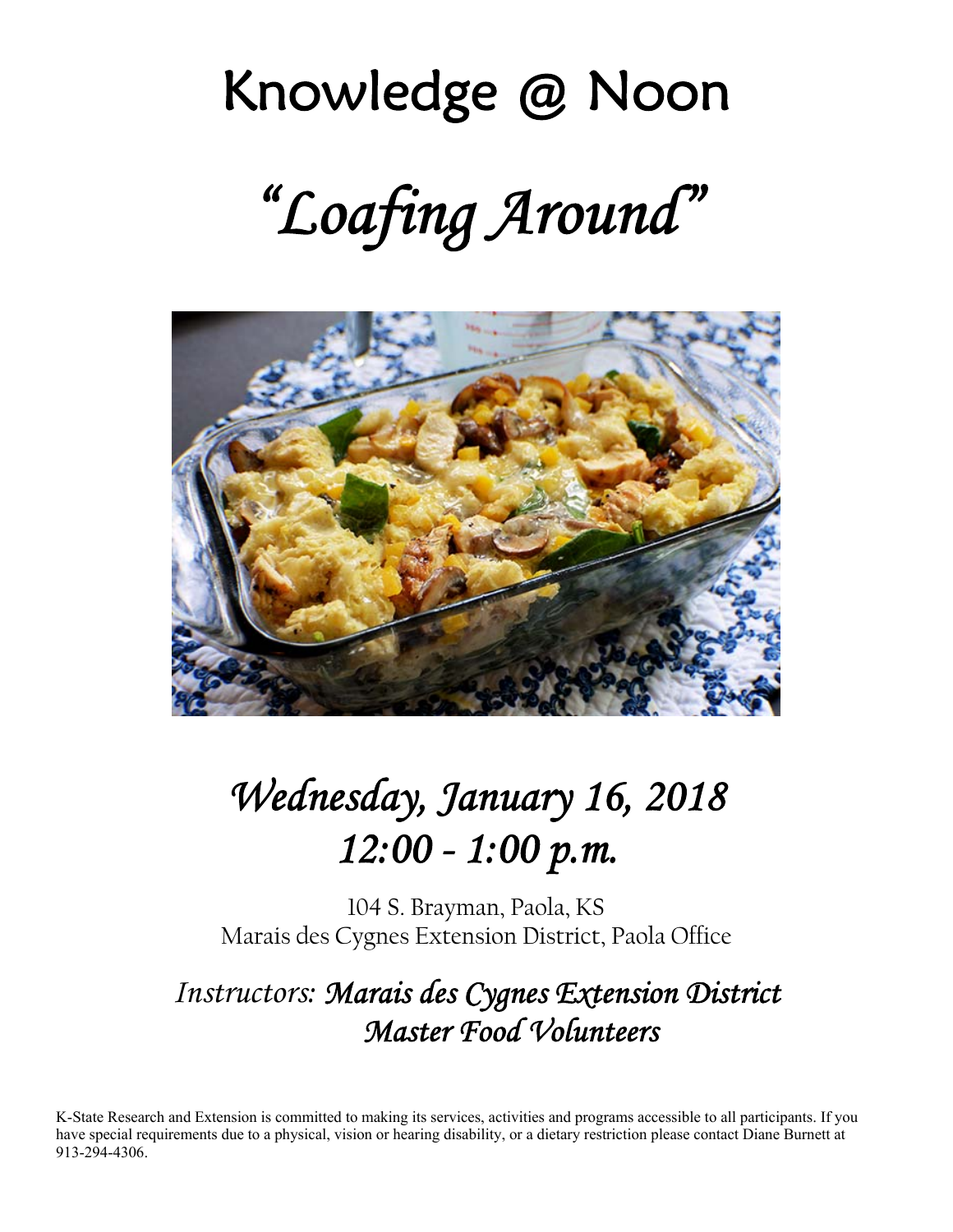# Knowledge @ Noon

# *"Loafing Around"*

## *Wednesday, January 16, 2018*
## *12:00 - 1:00 p.m.*

104 S. Brayman, Paola, KS
Marais des Cygnes Extension District, Paola Office

*Instructors:* ***Marais des Cygnes Extension District Master Food Volunteers***

K-State Research and Extension is committed to making its services, activities and programs accessible to all participants. If you have special requirements due to a physical, vision or hearing disability, or a dietary restriction please contact Diane Burnett at 913-294-4306.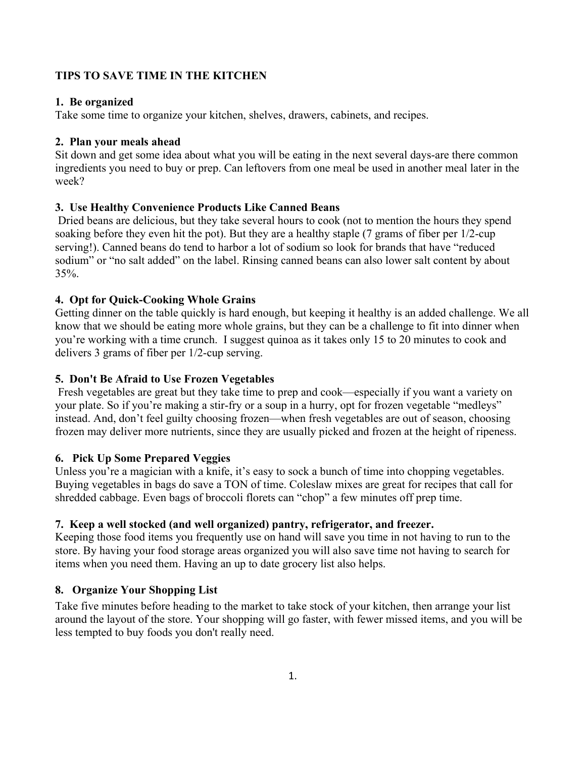## TIPS TO SAVE TIME IN THE KITCHEN

### 1. Be organized

Take some time to organize your kitchen, shelves, drawers, cabinets, and recipes.

### 2. Plan your meals ahead

Sit down and get some idea about what you will be eating in the next several days-are there common ingredients you need to buy or prep. Can leftovers from one meal be used in another meal later in the week?

### 3. Use Healthy Convenience Products Like Canned Beans

Dried beans are delicious, but they take several hours to cook (not to mention the hours they spend soaking before they even hit the pot). But they are a healthy staple (7 grams of fiber per 1/2-cup serving!). Canned beans do tend to harbor a lot of sodium so look for brands that have "reduced sodium" or "no salt added" on the label. Rinsing canned beans can also lower salt content by about 35%.

### 4. Opt for Quick-Cooking Whole Grains

Getting dinner on the table quickly is hard enough, but keeping it healthy is an added challenge. We all know that we should be eating more whole grains, but they can be a challenge to fit into dinner when you're working with a time crunch. I suggest quinoa as it takes only 15 to 20 minutes to cook and delivers 3 grams of fiber per 1/2-cup serving.

### 5. Don't Be Afraid to Use Frozen Vegetables

Fresh vegetables are great but they take time to prep and cook—especially if you want a variety on your plate. So if you're making a stir-fry or a soup in a hurry, opt for frozen vegetable "medleys" instead. And, don't feel guilty choosing frozen—when fresh vegetables are out of season, choosing frozen may deliver more nutrients, since they are usually picked and frozen at the height of ripeness.

### 6. Pick Up Some Prepared Veggies

Unless you're a magician with a knife, it's easy to sock a bunch of time into chopping vegetables. Buying vegetables in bags do save a TON of time. Coleslaw mixes are great for recipes that call for shredded cabbage. Even bags of broccoli florets can "chop" a few minutes off prep time.

### 7. Keep a well stocked (and well organized) pantry, refrigerator, and freezer.

Keeping those food items you frequently use on hand will save you time in not having to run to the store. By having your food storage areas organized you will also save time not having to search for items when you need them. Having an up to date grocery list also helps.

### 8. Organize Your Shopping List

Take five minutes before heading to the market to take stock of your kitchen, then arrange your list around the layout of the store. Your shopping will go faster, with fewer missed items, and you will be less tempted to buy foods you don't really need.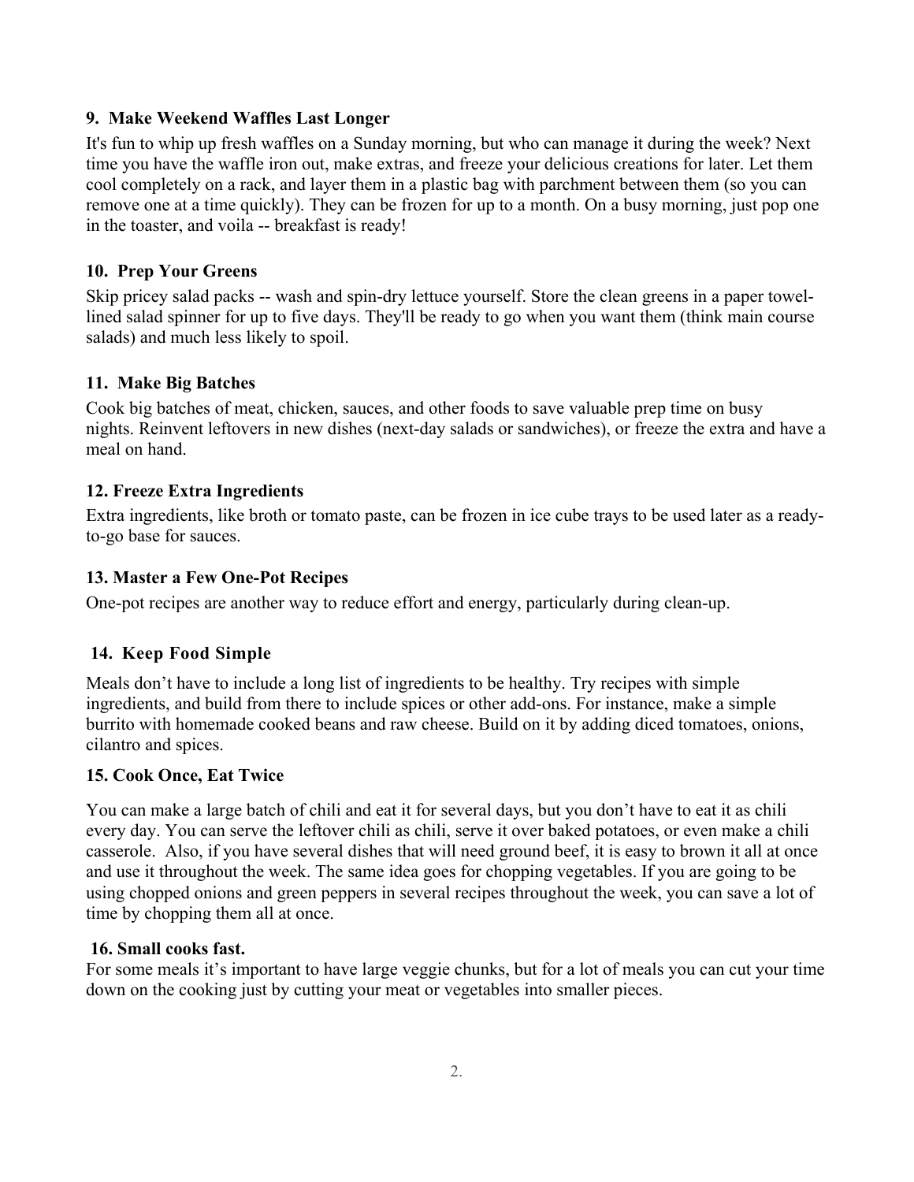### 9. Make Weekend Waffles Last Longer

It's fun to whip up fresh waffles on a Sunday morning, but who can manage it during the week? Next time you have the waffle iron out, make extras, and freeze your delicious creations for later. Let them cool completely on a rack, and layer them in a plastic bag with parchment between them (so you can remove one at a time quickly). They can be frozen for up to a month. On a busy morning, just pop one in the toaster, and voila -- breakfast is ready!

### 10. Prep Your Greens

Skip pricey salad packs -- wash and spin-dry lettuce yourself. Store the clean greens in a paper towel-lined salad spinner for up to five days. They'll be ready to go when you want them (think main course salads) and much less likely to spoil.

### 11. Make Big Batches

Cook big batches of meat, chicken, sauces, and other foods to save valuable prep time on busy nights. Reinvent leftovers in new dishes (next-day salads or sandwiches), or freeze the extra and have a meal on hand.

### 12. Freeze Extra Ingredients

Extra ingredients, like broth or tomato paste, can be frozen in ice cube trays to be used later as a ready-to-go base for sauces.

### 13. Master a Few One-Pot Recipes

One-pot recipes are another way to reduce effort and energy, particularly during clean-up.

### 14. Keep Food Simple

Meals don't have to include a long list of ingredients to be healthy. Try recipes with simple ingredients, and build from there to include spices or other add-ons. For instance, make a simple burrito with homemade cooked beans and raw cheese. Build on it by adding diced tomatoes, onions, cilantro and spices.

### 15. Cook Once, Eat Twice

You can make a large batch of chili and eat it for several days, but you don't have to eat it as chili every day. You can serve the leftover chili as chili, serve it over baked potatoes, or even make a chili casserole. Also, if you have several dishes that will need ground beef, it is easy to brown it all at once and use it throughout the week. The same idea goes for chopping vegetables. If you are going to be using chopped onions and green peppers in several recipes throughout the week, you can save a lot of time by chopping them all at once.

### 16. Small cooks fast.

For some meals it's important to have large veggie chunks, but for a lot of meals you can cut your time down on the cooking just by cutting your meat or vegetables into smaller pieces.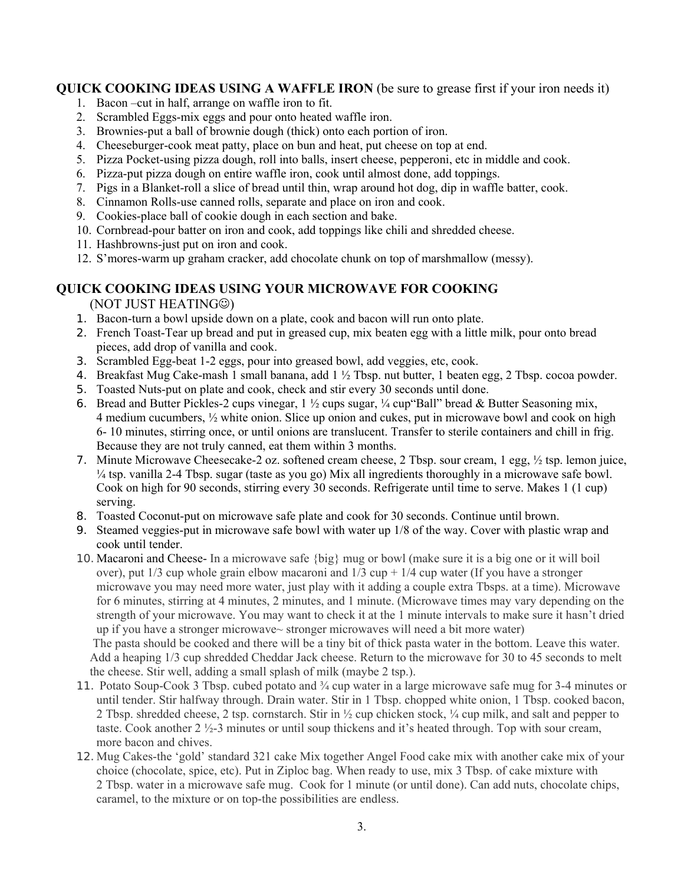**QUICK COOKING IDEAS USING A WAFFLE IRON** (be sure to grease first if your iron needs it)

1. Bacon –cut in half, arrange on waffle iron to fit.
2. Scrambled Eggs-mix eggs and pour onto heated waffle iron.
3. Brownies-put a ball of brownie dough (thick) onto each portion of iron.
4. Cheeseburger-cook meat patty, place on bun and heat, put cheese on top at end.
5. Pizza Pocket-using pizza dough, roll into balls, insert cheese, pepperoni, etc in middle and cook.
6. Pizza-put pizza dough on entire waffle iron, cook until almost done, add toppings.
7. Pigs in a Blanket-roll a slice of bread until thin, wrap around hot dog, dip in waffle batter, cook.
8. Cinnamon Rolls-use canned rolls, separate and place on iron and cook.
9. Cookies-place ball of cookie dough in each section and bake.
10. Cornbread-pour batter on iron and cook, add toppings like chili and shredded cheese.
11. Hashbrowns-just put on iron and cook.
12. S'mores-warm up graham cracker, add chocolate chunk on top of marshmallow (messy).

**QUICK COOKING IDEAS USING YOUR MICROWAVE FOR COOKING**
(NOT JUST HEATING☺)

1. Bacon-turn a bowl upside down on a plate, cook and bacon will run onto plate.
2. French Toast-Tear up bread and put in greased cup, mix beaten egg with a little milk, pour onto bread pieces, add drop of vanilla and cook.
3. Scrambled Egg-beat 1-2 eggs, pour into greased bowl, add veggies, etc, cook.
4. Breakfast Mug Cake-mash 1 small banana, add 1 ½ Tbsp. nut butter, 1 beaten egg, 2 Tbsp. cocoa powder.
5. Toasted Nuts-put on plate and cook, check and stir every 30 seconds until done.
6. Bread and Butter Pickles-2 cups vinegar, 1 ½ cups sugar, ¼ cup"Ball" bread & Butter Seasoning mix, 4 medium cucumbers, ½ white onion. Slice up onion and cukes, put in microwave bowl and cook on high 6- 10 minutes, stirring once, or until onions are translucent. Transfer to sterile containers and chill in frig. Because they are not truly canned, eat them within 3 months.
7. Minute Microwave Cheesecake-2 oz. softened cream cheese, 2 Tbsp. sour cream, 1 egg, ½ tsp. lemon juice, ¼ tsp. vanilla 2-4 Tbsp. sugar (taste as you go) Mix all ingredients thoroughly in a microwave safe bowl. Cook on high for 90 seconds, stirring every 30 seconds. Refrigerate until time to serve. Makes 1 (1 cup) serving.
8. Toasted Coconut-put on microwave safe plate and cook for 30 seconds. Continue until brown.
9. Steamed veggies-put in microwave safe bowl with water up 1/8 of the way. Cover with plastic wrap and cook until tender.
10. Macaroni and Cheese- In a microwave safe {big} mug or bowl (make sure it is a big one or it will boil over), put 1/3 cup whole grain elbow macaroni and 1/3 cup + 1/4 cup water (If you have a stronger microwave you may need more water, just play with it adding a couple extra Tbsps. at a time). Microwave for 6 minutes, stirring at 4 minutes, 2 minutes, and 1 minute. (Microwave times may vary depending on the strength of your microwave. You may want to check it at the 1 minute intervals to make sure it hasn't dried up if you have a stronger microwave~ stronger microwaves will need a bit more water)
    The pasta should be cooked and there will be a tiny bit of thick pasta water in the bottom. Leave this water. Add a heaping 1/3 cup shredded Cheddar Jack cheese. Return to the microwave for 30 to 45 seconds to melt the cheese. Stir well, adding a small splash of milk (maybe 2 tsp.).
11. Potato Soup-Cook 3 Tbsp. cubed potato and ¾ cup water in a large microwave safe mug for 3-4 minutes or until tender. Stir halfway through. Drain water. Stir in 1 Tbsp. chopped white onion, 1 Tbsp. cooked bacon, 2 Tbsp. shredded cheese, 2 tsp. cornstarch. Stir in ½ cup chicken stock, ¼ cup milk, and salt and pepper to taste. Cook another 2 ½-3 minutes or until soup thickens and it's heated through. Top with sour cream, more bacon and chives.
12. Mug Cakes-the 'gold' standard 321 cake Mix together Angel Food cake mix with another cake mix of your choice (chocolate, spice, etc). Put in Ziploc bag. When ready to use, mix 3 Tbsp. of cake mixture with 2 Tbsp. water in a microwave safe mug. Cook for 1 minute (or until done). Can add nuts, chocolate chips, caramel, to the mixture or on top-the possibilities are endless.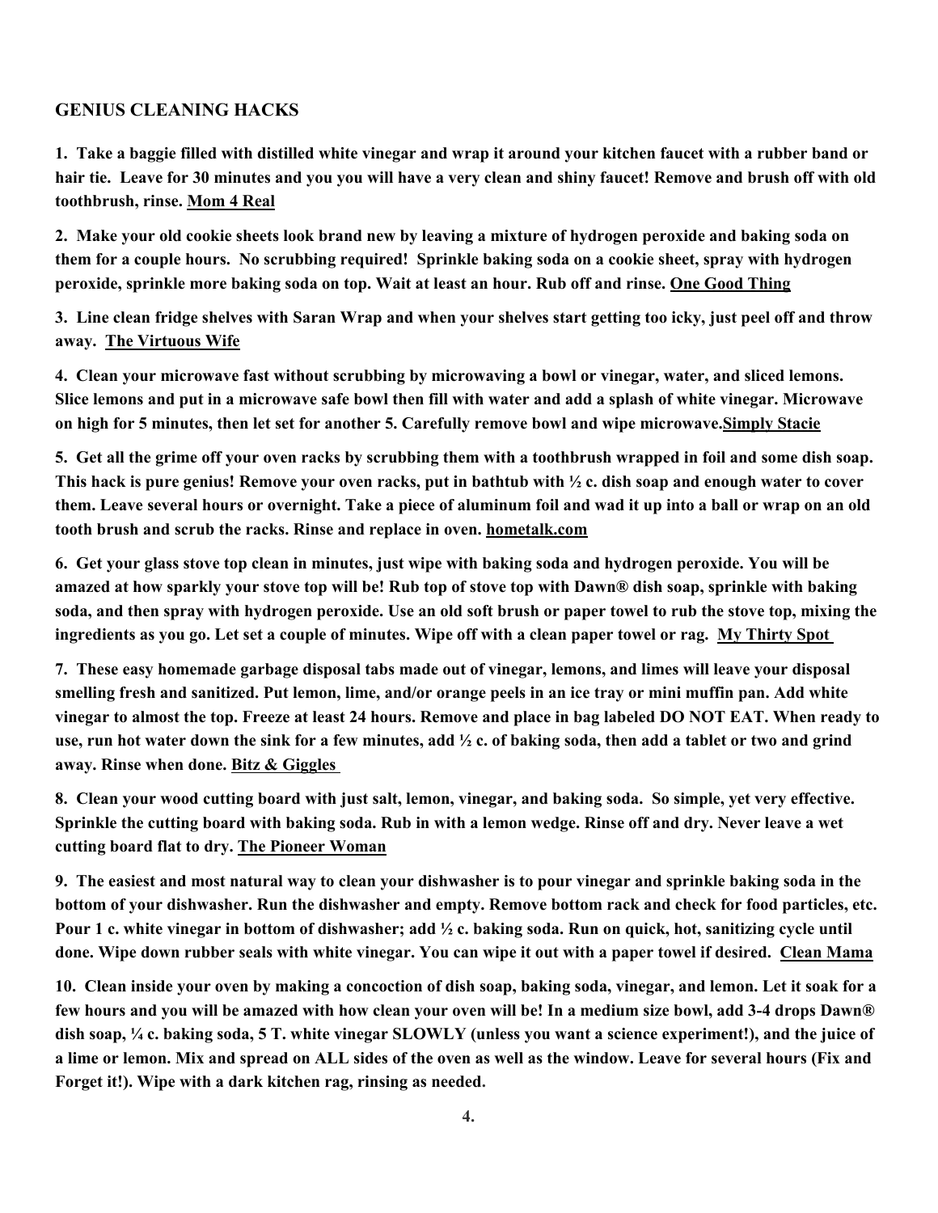## GENIUS CLEANING HACKS

**1. Take a baggie filled with distilled white vinegar and wrap it around your kitchen faucet with a rubber band or hair tie. Leave for 30 minutes and you you will have a very clean and shiny faucet! Remove and brush off with old toothbrush, rinse. Mom 4 Real**

**2. Make your old cookie sheets look brand new by leaving a mixture of hydrogen peroxide and baking soda on them for a couple hours. No scrubbing required! Sprinkle baking soda on a cookie sheet, spray with hydrogen peroxide, sprinkle more baking soda on top. Wait at least an hour. Rub off and rinse. One Good Thing**

**3. Line clean fridge shelves with Saran Wrap and when your shelves start getting too icky, just peel off and throw away. The Virtuous Wife**

**4. Clean your microwave fast without scrubbing by microwaving a bowl or vinegar, water, and sliced lemons. Slice lemons and put in a microwave safe bowl then fill with water and add a splash of white vinegar. Microwave on high for 5 minutes, then let set for another 5. Carefully remove bowl and wipe microwave.Simply Stacie**

**5. Get all the grime off your oven racks by scrubbing them with a toothbrush wrapped in foil and some dish soap. This hack is pure genius! Remove your oven racks, put in bathtub with ½ c. dish soap and enough water to cover them. Leave several hours or overnight. Take a piece of aluminum foil and wad it up into a ball or wrap on an old tooth brush and scrub the racks. Rinse and replace in oven. hometalk.com**

**6. Get your glass stove top clean in minutes, just wipe with baking soda and hydrogen peroxide. You will be amazed at how sparkly your stove top will be! Rub top of stove top with Dawn® dish soap, sprinkle with baking soda, and then spray with hydrogen peroxide. Use an old soft brush or paper towel to rub the stove top, mixing the ingredients as you go. Let set a couple of minutes. Wipe off with a clean paper towel or rag. My Thirty Spot**

**7. These easy homemade garbage disposal tabs made out of vinegar, lemons, and limes will leave your disposal smelling fresh and sanitized. Put lemon, lime, and/or orange peels in an ice tray or mini muffin pan. Add white vinegar to almost the top. Freeze at least 24 hours. Remove and place in bag labeled DO NOT EAT. When ready to use, run hot water down the sink for a few minutes, add ½ c. of baking soda, then add a tablet or two and grind away. Rinse when done. Bitz & Giggles**

**8. Clean your wood cutting board with just salt, lemon, vinegar, and baking soda. So simple, yet very effective. Sprinkle the cutting board with baking soda. Rub in with a lemon wedge. Rinse off and dry. Never leave a wet cutting board flat to dry. The Pioneer Woman**

**9. The easiest and most natural way to clean your dishwasher is to pour vinegar and sprinkle baking soda in the bottom of your dishwasher. Run the dishwasher and empty. Remove bottom rack and check for food particles, etc. Pour 1 c. white vinegar in bottom of dishwasher; add ½ c. baking soda. Run on quick, hot, sanitizing cycle until done. Wipe down rubber seals with white vinegar. You can wipe it out with a paper towel if desired. Clean Mama**

**10. Clean inside your oven by making a concoction of dish soap, baking soda, vinegar, and lemon. Let it soak for a few hours and you will be amazed with how clean your oven will be! In a medium size bowl, add 3-4 drops Dawn® dish soap, ¼ c. baking soda, 5 T. white vinegar SLOWLY (unless you want a science experiment!), and the juice of a lime or lemon. Mix and spread on ALL sides of the oven as well as the window. Leave for several hours (Fix and Forget it!). Wipe with a dark kitchen rag, rinsing as needed.**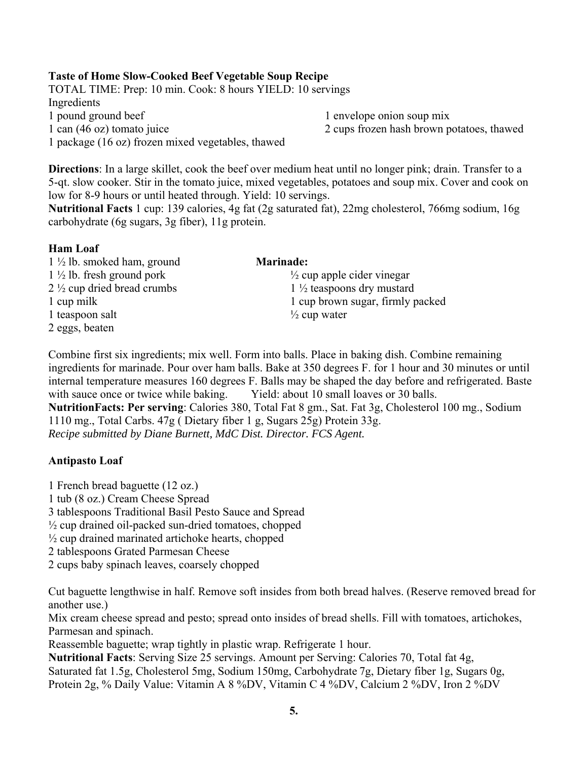**Taste of Home Slow-Cooked Beef Vegetable Soup Recipe**

TOTAL TIME: Prep: 10 min. Cook: 8 hours YIELD: 10 servings

Ingredients

- 1 pound ground beef
- 1 can (46 oz) tomato juice
- 1 package (16 oz) frozen mixed vegetables, thawed
- 1 envelope onion soup mix
- 2 cups frozen hash brown potatoes, thawed

**Directions**: In a large skillet, cook the beef over medium heat until no longer pink; drain. Transfer to a 5-qt. slow cooker. Stir in the tomato juice, mixed vegetables, potatoes and soup mix. Cover and cook on low for 8-9 hours or until heated through. Yield: 10 servings.

**Nutritional Facts** 1 cup: 139 calories, 4g fat (2g saturated fat), 22mg cholesterol, 766mg sodium, 16g carbohydrate (6g sugars, 3g fiber), 11g protein.

**Ham Loaf**

- 1 ½ lb. smoked ham, ground
- 1 ½ lb. fresh ground pork
- 2 ½ cup dried bread crumbs
- 1 cup milk
- 1 teaspoon salt
- 2 eggs, beaten

**Marinade:**

- ½ cup apple cider vinegar
- 1 ½ teaspoons dry mustard
- 1 cup brown sugar, firmly packed
- ½ cup water

Combine first six ingredients; mix well. Form into balls. Place in baking dish. Combine remaining ingredients for marinade. Pour over ham balls. Bake at 350 degrees F. for 1 hour and 30 minutes or until internal temperature measures 160 degrees F. Balls may be shaped the day before and refrigerated. Baste with sauce once or twice while baking. Yield: about 10 small loaves or 30 balls.

**NutritionFacts: Per serving**: Calories 380, Total Fat 8 gm., Sat. Fat 3g, Cholesterol 100 mg., Sodium 1110 mg., Total Carbs. 47g ( Dietary fiber 1 g, Sugars 25g) Protein 33g.

*Recipe submitted by Diane Burnett, MdC Dist. Director. FCS Agent.*

**Antipasto Loaf**

- 1 French bread baguette (12 oz.)
- 1 tub (8 oz.) Cream Cheese Spread
- 3 tablespoons Traditional Basil Pesto Sauce and Spread
- ½ cup drained oil-packed sun-dried tomatoes, chopped
- ½ cup drained marinated artichoke hearts, chopped
- 2 tablespoons Grated Parmesan Cheese
- 2 cups baby spinach leaves, coarsely chopped

Cut baguette lengthwise in half. Remove soft insides from both bread halves. (Reserve removed bread for another use.)

Mix cream cheese spread and pesto; spread onto insides of bread shells. Fill with tomatoes, artichokes, Parmesan and spinach.

Reassemble baguette; wrap tightly in plastic wrap. Refrigerate 1 hour.

**Nutritional Facts**: Serving Size 25 servings. Amount per Serving: Calories 70, Total fat 4g, Saturated fat 1.5g, Cholesterol 5mg, Sodium 150mg, Carbohydrate 7g, Dietary fiber 1g, Sugars 0g, Protein 2g, % Daily Value: Vitamin A 8 %DV, Vitamin C 4 %DV, Calcium 2 %DV, Iron 2 %DV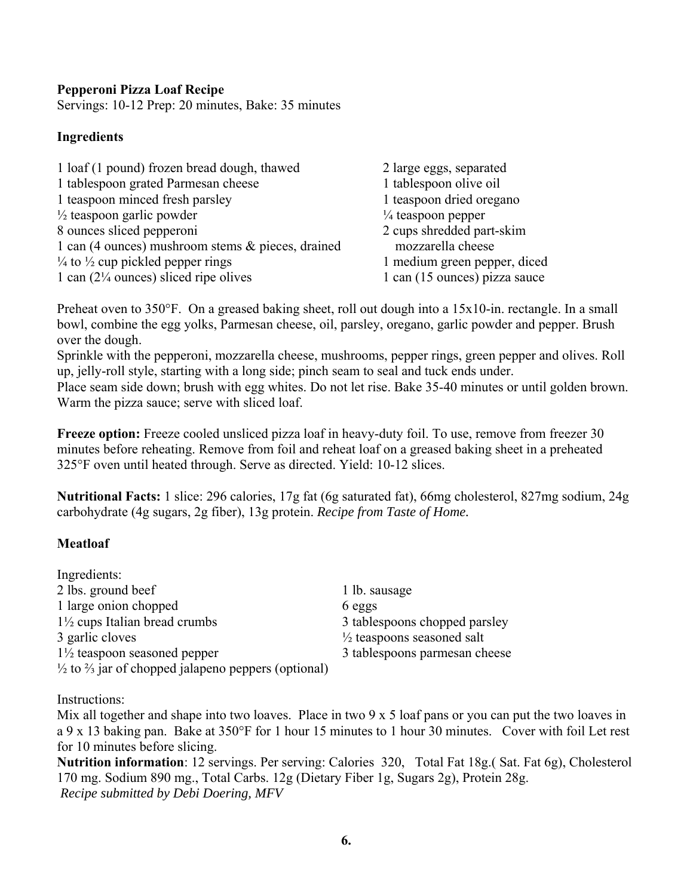**Pepperoni Pizza Loaf Recipe**
Servings: 10-12 Prep: 20 minutes, Bake: 35 minutes

**Ingredients**

- 1 loaf (1 pound) frozen bread dough, thawed
- 1 tablespoon grated Parmesan cheese
- 1 teaspoon minced fresh parsley
- ½ teaspoon garlic powder
- 8 ounces sliced pepperoni
- 1 can (4 ounces) mushroom stems & pieces, drained
- ¼ to ½ cup pickled pepper rings
- 1 can (2¼ ounces) sliced ripe olives
- 2 large eggs, separated
- 1 tablespoon olive oil
- 1 teaspoon dried oregano
- ¼ teaspoon pepper
- 2 cups shredded part-skim mozzarella cheese
- 1 medium green pepper, diced
- 1 can (15 ounces) pizza sauce

Preheat oven to 350°F. On a greased baking sheet, roll out dough into a 15x10-in. rectangle. In a small bowl, combine the egg yolks, Parmesan cheese, oil, parsley, oregano, garlic powder and pepper. Brush over the dough.

Sprinkle with the pepperoni, mozzarella cheese, mushrooms, pepper rings, green pepper and olives. Roll up, jelly-roll style, starting with a long side; pinch seam to seal and tuck ends under.

Place seam side down; brush with egg whites. Do not let rise. Bake 35-40 minutes or until golden brown. Warm the pizza sauce; serve with sliced loaf.

**Freeze option:** Freeze cooled unsliced pizza loaf in heavy-duty foil. To use, remove from freezer 30 minutes before reheating. Remove from foil and reheat loaf on a greased baking sheet in a preheated 325°F oven until heated through. Serve as directed. Yield: 10-12 slices.

**Nutritional Facts:** 1 slice: 296 calories, 17g fat (6g saturated fat), 66mg cholesterol, 827mg sodium, 24g carbohydrate (4g sugars, 2g fiber), 13g protein. *Recipe from Taste of Home.*

**Meatloaf**

Ingredients:

- 2 lbs. ground beef
- 1 large onion chopped
- 1½ cups Italian bread crumbs
- 3 garlic cloves
- 1½ teaspoon seasoned pepper
- ½ to ⅔ jar of chopped jalapeno peppers (optional)
- 1 lb. sausage
- 6 eggs
- 3 tablespoons chopped parsley
- ½ teaspoons seasoned salt
- 3 tablespoons parmesan cheese

Instructions:

Mix all together and shape into two loaves. Place in two 9 x 5 loaf pans or you can put the two loaves in a 9 x 13 baking pan. Bake at 350°F for 1 hour 15 minutes to 1 hour 30 minutes. Cover with foil Let rest for 10 minutes before slicing.

**Nutrition information**: 12 servings. Per serving: Calories 320, Total Fat 18g.( Sat. Fat 6g), Cholesterol 170 mg. Sodium 890 mg., Total Carbs. 12g (Dietary Fiber 1g, Sugars 2g), Protein 28g.

*Recipe submitted by Debi Doering, MFV*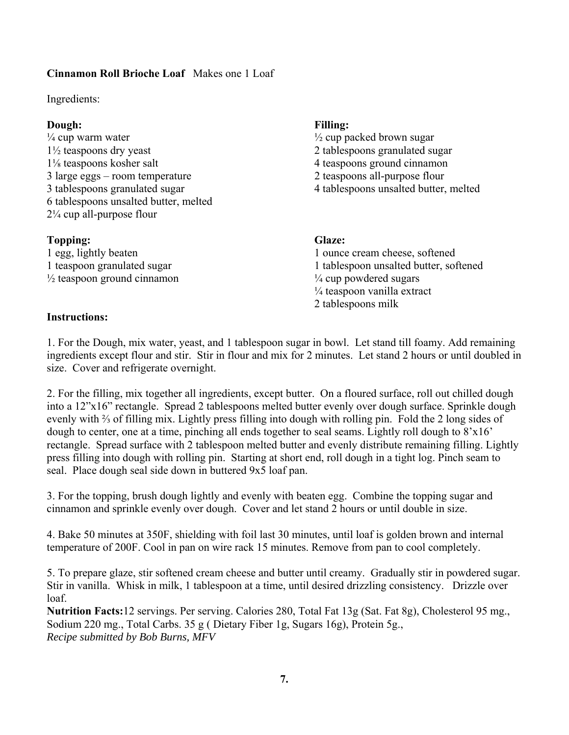**Cinnamon Roll Brioche Loaf** Makes one 1 Loaf

Ingredients:

**Dough:**
¼ cup warm water
1½ teaspoons dry yeast
1⅛ teaspoons kosher salt
3 large eggs – room temperature
3 tablespoons granulated sugar
6 tablespoons unsalted butter, melted
2¼ cup all-purpose flour

**Filling:**
½ cup packed brown sugar
2 tablespoons granulated sugar
4 teaspoons ground cinnamon
2 teaspoons all-purpose flour
4 tablespoons unsalted butter, melted

**Topping:**
1 egg, lightly beaten
1 teaspoon granulated sugar
½ teaspoon ground cinnamon

**Glaze:**
1 ounce cream cheese, softened
1 tablespoon unsalted butter, softened
¼ cup powdered sugars
¼ teaspoon vanilla extract
2 tablespoons milk

**Instructions:**

1. For the Dough, mix water, yeast, and 1 tablespoon sugar in bowl. Let stand till foamy. Add remaining ingredients except flour and stir. Stir in flour and mix for 2 minutes. Let stand 2 hours or until doubled in size. Cover and refrigerate overnight.

2. For the filling, mix together all ingredients, except butter. On a floured surface, roll out chilled dough into a 12"x16" rectangle. Spread 2 tablespoons melted butter evenly over dough surface. Sprinkle dough evenly with ⅔ of filling mix. Lightly press filling into dough with rolling pin. Fold the 2 long sides of dough to center, one at a time, pinching all ends together to seal seams. Lightly roll dough to 8'x16' rectangle. Spread surface with 2 tablespoon melted butter and evenly distribute remaining filling. Lightly press filling into dough with rolling pin. Starting at short end, roll dough in a tight log. Pinch seam to seal. Place dough seal side down in buttered 9x5 loaf pan.

3. For the topping, brush dough lightly and evenly with beaten egg. Combine the topping sugar and cinnamon and sprinkle evenly over dough. Cover and let stand 2 hours or until double in size.

4. Bake 50 minutes at 350F, shielding with foil last 30 minutes, until loaf is golden brown and internal temperature of 200F. Cool in pan on wire rack 15 minutes. Remove from pan to cool completely.

5. To prepare glaze, stir softened cream cheese and butter until creamy. Gradually stir in powdered sugar. Stir in vanilla. Whisk in milk, 1 tablespoon at a time, until desired drizzling consistency. Drizzle over loaf.

**Nutrition Facts:** 12 servings. Per serving. Calories 280, Total Fat 13g (Sat. Fat 8g), Cholesterol 95 mg., Sodium 220 mg., Total Carbs. 35 g ( Dietary Fiber 1g, Sugars 16g), Protein 5g.,

*Recipe submitted by Bob Burns, MFV*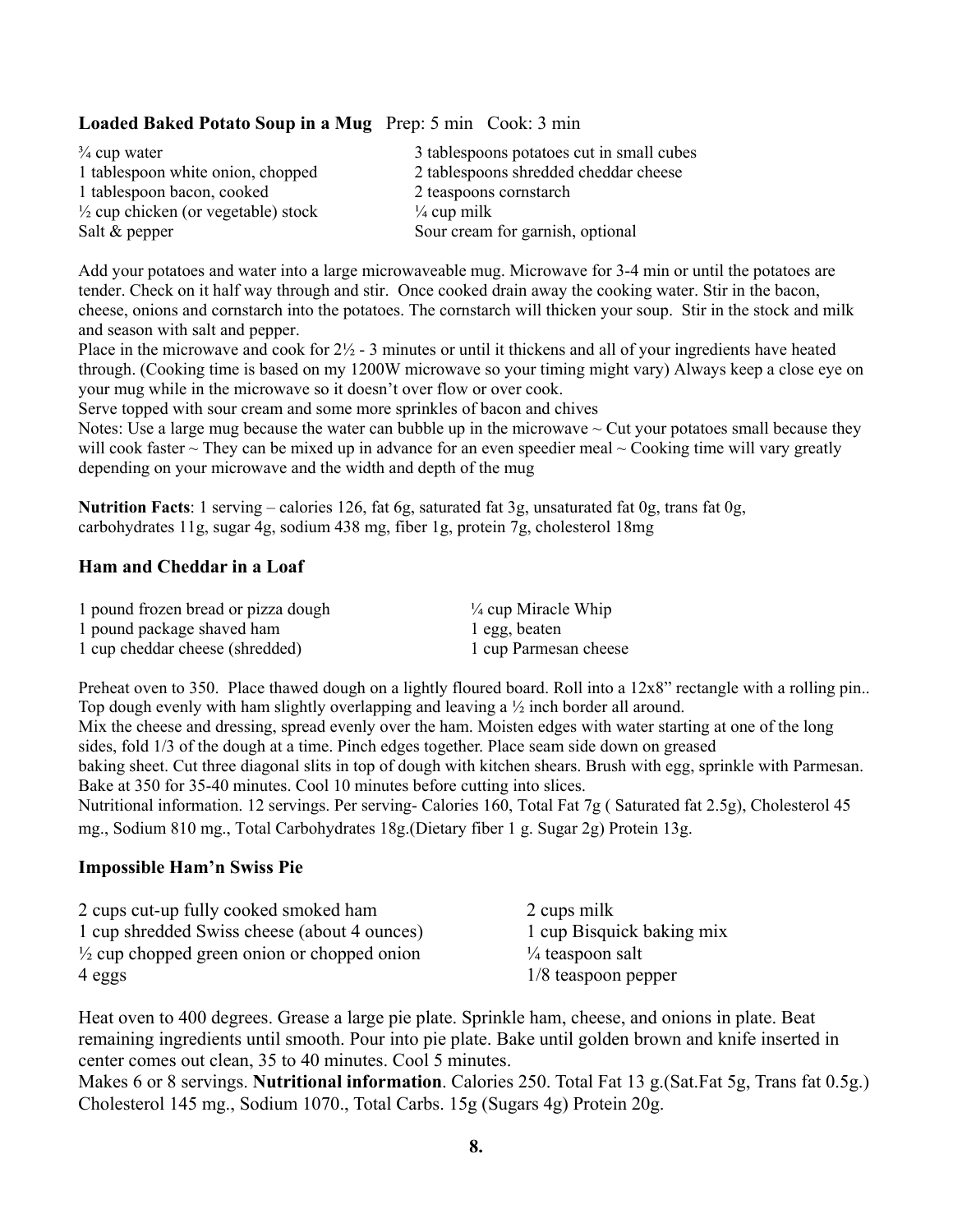**Loaded Baked Potato Soup in a Mug** Prep: 5 min Cook: 3 min

¾ cup water
1 tablespoon white onion, chopped
1 tablespoon bacon, cooked
½ cup chicken (or vegetable) stock
Salt & pepper
3 tablespoons potatoes cut in small cubes
2 tablespoons shredded cheddar cheese
2 teaspoons cornstarch
¼ cup milk
Sour cream for garnish, optional

Add your potatoes and water into a large microwaveable mug. Microwave for 3-4 min or until the potatoes are tender. Check on it half way through and stir. Once cooked drain away the cooking water. Stir in the bacon, cheese, onions and cornstarch into the potatoes. The cornstarch will thicken your soup. Stir in the stock and milk and season with salt and pepper.

Place in the microwave and cook for 2½ - 3 minutes or until it thickens and all of your ingredients have heated through. (Cooking time is based on my 1200W microwave so your timing might vary) Always keep a close eye on your mug while in the microwave so it doesn't over flow or over cook.

Serve topped with sour cream and some more sprinkles of bacon and chives

Notes: Use a large mug because the water can bubble up in the microwave ~ Cut your potatoes small because they will cook faster ~ They can be mixed up in advance for an even speedier meal ~ Cooking time will vary greatly depending on your microwave and the width and depth of the mug

**Nutrition Facts**: 1 serving – calories 126, fat 6g, saturated fat 3g, unsaturated fat 0g, trans fat 0g, carbohydrates 11g, sugar 4g, sodium 438 mg, fiber 1g, protein 7g, cholesterol 18mg

### Ham and Cheddar in a Loaf

1 pound frozen bread or pizza dough
1 pound package shaved ham
1 cup cheddar cheese (shredded)
¼ cup Miracle Whip
1 egg, beaten
1 cup Parmesan cheese

Preheat oven to 350. Place thawed dough on a lightly floured board. Roll into a 12x8" rectangle with a rolling pin.. Top dough evenly with ham slightly overlapping and leaving a ½ inch border all around.

Mix the cheese and dressing, spread evenly over the ham. Moisten edges with water starting at one of the long sides, fold 1/3 of the dough at a time. Pinch edges together. Place seam side down on greased baking sheet. Cut three diagonal slits in top of dough with kitchen shears. Brush with egg, sprinkle with Parmesan. Bake at 350 for 35-40 minutes. Cool 10 minutes before cutting into slices.

Nutritional information. 12 servings. Per serving- Calories 160, Total Fat 7g ( Saturated fat 2.5g), Cholesterol 45 mg., Sodium 810 mg., Total Carbohydrates 18g.(Dietary fiber 1 g. Sugar 2g) Protein 13g.

### Impossible Ham'n Swiss Pie

2 cups cut-up fully cooked smoked ham
1 cup shredded Swiss cheese (about 4 ounces)
½ cup chopped green onion or chopped onion
4 eggs
2 cups milk
1 cup Bisquick baking mix
¼ teaspoon salt
1/8 teaspoon pepper

Heat oven to 400 degrees. Grease a large pie plate. Sprinkle ham, cheese, and onions in plate. Beat remaining ingredients until smooth. Pour into pie plate. Bake until golden brown and knife inserted in center comes out clean, 35 to 40 minutes. Cool 5 minutes.

Makes 6 or 8 servings. **Nutritional information**. Calories 250. Total Fat 13 g.(Sat.Fat 5g, Trans fat 0.5g.) Cholesterol 145 mg., Sodium 1070., Total Carbs. 15g (Sugars 4g) Protein 20g.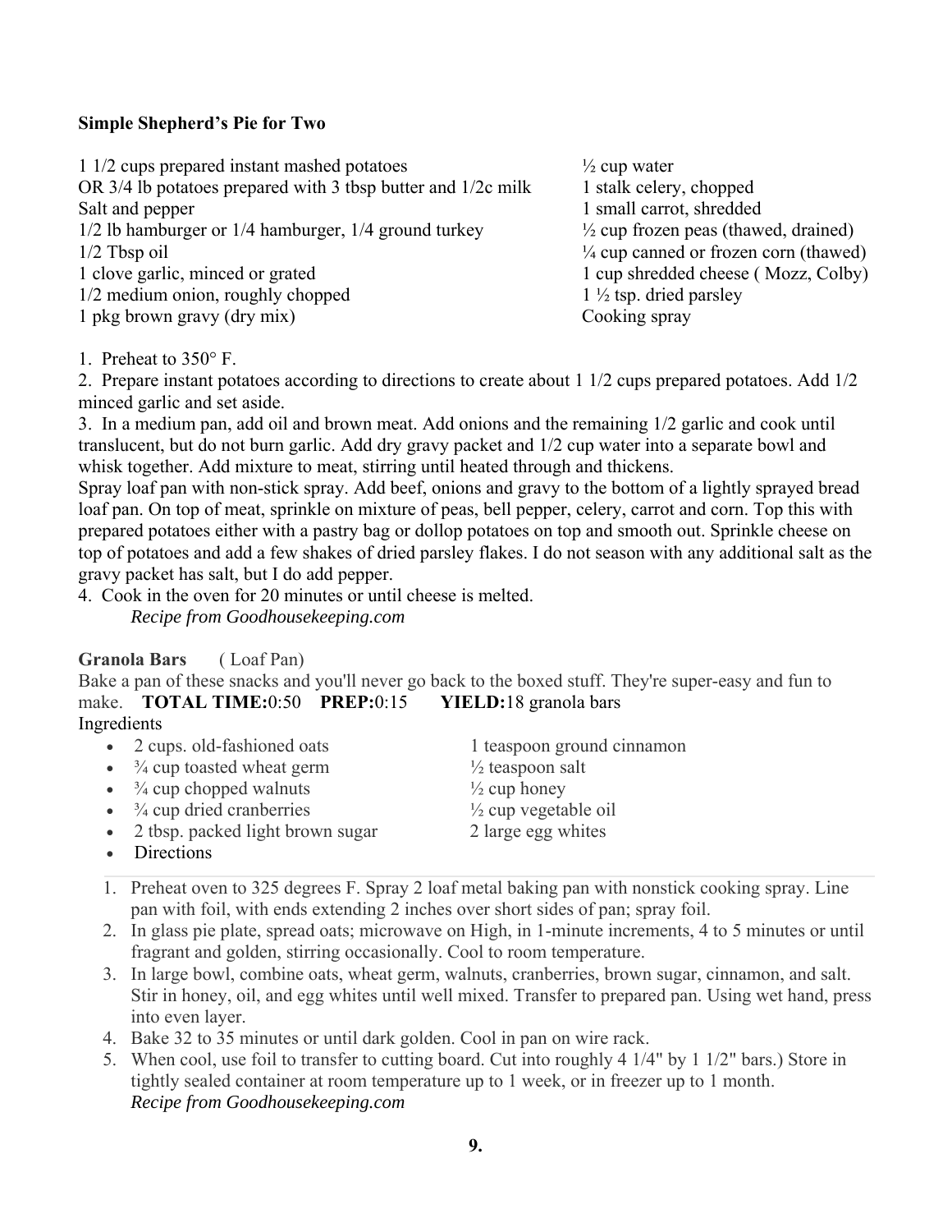**Simple Shepherd's Pie for Two**

1 1/2 cups prepared instant mashed potatoes
OR 3/4 lb potatoes prepared with 3 tbsp butter and 1/2c milk
Salt and pepper
1/2 lb hamburger or 1/4 hamburger, 1/4 ground turkey
1/2 Tbsp oil
1 clove garlic, minced or grated
1/2 medium onion, roughly chopped
1 pkg brown gravy (dry mix)
½ cup water
1 stalk celery, chopped
1 small carrot, shredded
½ cup frozen peas (thawed, drained)
¼ cup canned or frozen corn (thawed)
1 cup shredded cheese ( Mozz, Colby)
1 ½ tsp. dried parsley
Cooking spray

1. Preheat to 350° F.
2. Prepare instant potatoes according to directions to create about 1 1/2 cups prepared potatoes. Add 1/2 minced garlic and set aside.
3. In a medium pan, add oil and brown meat. Add onions and the remaining 1/2 garlic and cook until translucent, but do not burn garlic. Add dry gravy packet and 1/2 cup water into a separate bowl and whisk together. Add mixture to meat, stirring until heated through and thickens.
Spray loaf pan with non-stick spray. Add beef, onions and gravy to the bottom of a lightly sprayed bread loaf pan. On top of meat, sprinkle on mixture of peas, bell pepper, celery, carrot and corn. Top this with prepared potatoes either with a pastry bag or dollop potatoes on top and smooth out. Sprinkle cheese on top of potatoes and add a few shakes of dried parsley flakes. I do not season with any additional salt as the gravy packet has salt, but I do add pepper.
4. Cook in the oven for 20 minutes or until cheese is melted.
*Recipe from Goodhousekeeping.com*

**Granola Bars** ( Loaf Pan)
Bake a pan of these snacks and you'll never go back to the boxed stuff. They're super-easy and fun to make. **TOTAL TIME:**0:50 **PREP:**0:15 **YIELD:**18 granola bars
Ingredients

- 2 cups. old-fashioned oats
- ¾ cup toasted wheat germ
- ¾ cup chopped walnuts
- ¾ cup dried cranberries
- 2 tbsp. packed light brown sugar
- 1 teaspoon ground cinnamon
- ½ teaspoon salt
- ½ cup honey
- ½ cup vegetable oil
- 2 large egg whites
- Directions

1. Preheat oven to 325 degrees F. Spray 2 loaf metal baking pan with nonstick cooking spray. Line pan with foil, with ends extending 2 inches over short sides of pan; spray foil.
2. In glass pie plate, spread oats; microwave on High, in 1-minute increments, 4 to 5 minutes or until fragrant and golden, stirring occasionally. Cool to room temperature.
3. In large bowl, combine oats, wheat germ, walnuts, cranberries, brown sugar, cinnamon, and salt. Stir in honey, oil, and egg whites until well mixed. Transfer to prepared pan. Using wet hand, press into even layer.
4. Bake 32 to 35 minutes or until dark golden. Cool in pan on wire rack.
5. When cool, use foil to transfer to cutting board. Cut into roughly 4 1/4" by 1 1/2" bars.) Store in tightly sealed container at room temperature up to 1 week, or in freezer up to 1 month.
*Recipe from Goodhousekeeping.com*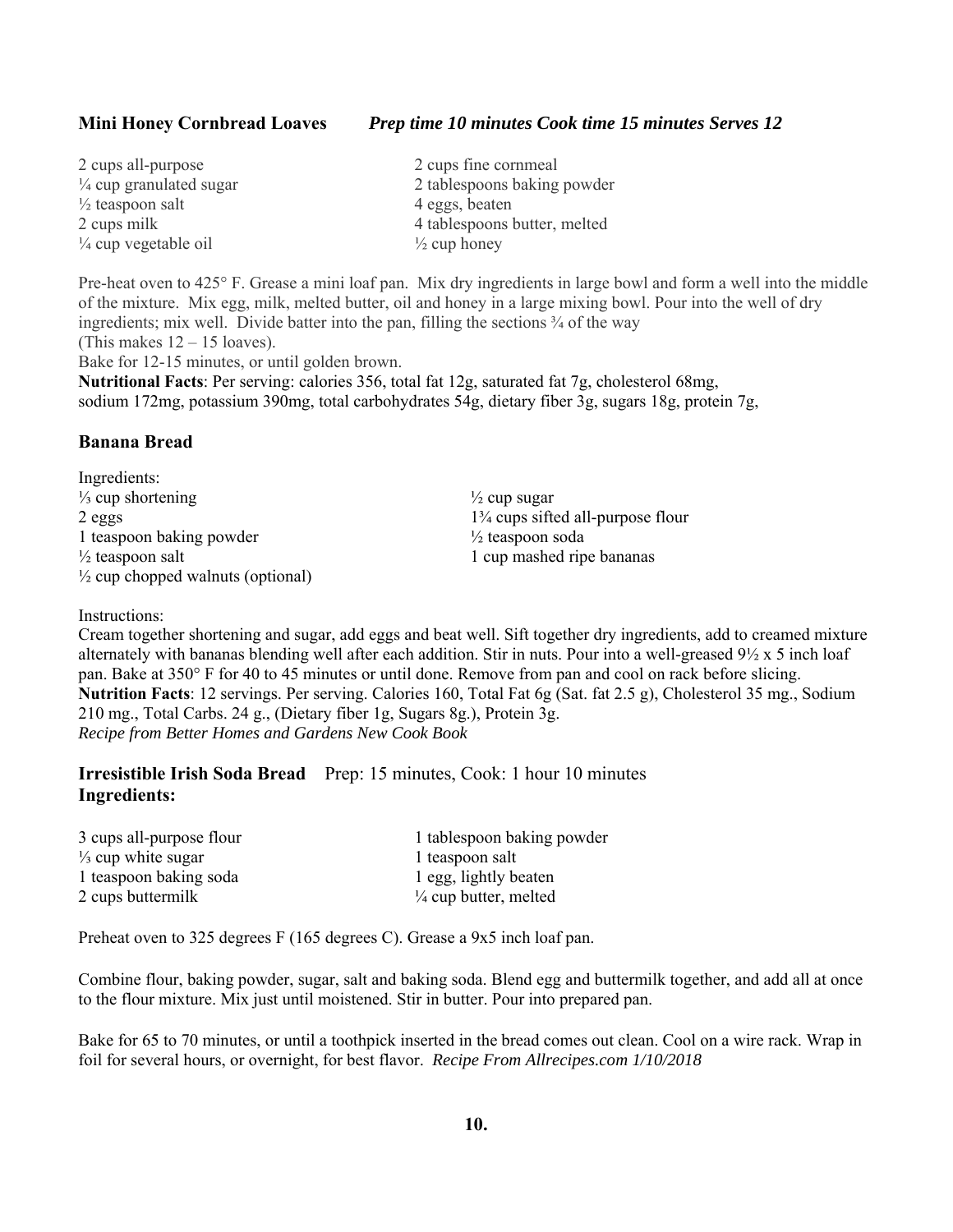**Mini Honey Cornbread Loaves** ***Prep time 10 minutes Cook time 15 minutes Serves 12***

- 2 cups all-purpose
- ¼ cup granulated sugar
- ½ teaspoon salt
- 2 cups milk
- ¼ cup vegetable oil
- 2 cups fine cornmeal
- 2 tablespoons baking powder
- 4 eggs, beaten
- 4 tablespoons butter, melted
- ½ cup honey

Pre-heat oven to 425° F. Grease a mini loaf pan. Mix dry ingredients in large bowl and form a well into the middle of the mixture. Mix egg, milk, melted butter, oil and honey in a large mixing bowl. Pour into the well of dry ingredients; mix well. Divide batter into the pan, filling the sections ¾ of the way (This makes 12 – 15 loaves).

Bake for 12-15 minutes, or until golden brown.

**Nutritional Facts**: Per serving: calories 356, total fat 12g, saturated fat 7g, cholesterol 68mg, sodium 172mg, potassium 390mg, total carbohydrates 54g, dietary fiber 3g, sugars 18g, protein 7g,

## Banana Bread

Ingredients:

- ⅓ cup shortening
- 2 eggs
- 1 teaspoon baking powder
- ½ teaspoon salt
- ½ cup chopped walnuts (optional)
- ½ cup sugar
- 1¾ cups sifted all-purpose flour
- ½ teaspoon soda
- 1 cup mashed ripe bananas

Instructions:

Cream together shortening and sugar, add eggs and beat well. Sift together dry ingredients, add to creamed mixture alternately with bananas blending well after each addition. Stir in nuts. Pour into a well-greased 9½ x 5 inch loaf pan. Bake at 350° F for 40 to 45 minutes or until done. Remove from pan and cool on rack before slicing.

**Nutrition Facts**: 12 servings. Per serving. Calories 160, Total Fat 6g (Sat. fat 2.5 g), Cholesterol 35 mg., Sodium 210 mg., Total Carbs. 24 g., (Dietary fiber 1g, Sugars 8g.), Protein 3g.

*Recipe from Better Homes and Gardens New Cook Book*

**Irresistible Irish Soda Bread** Prep: 15 minutes, Cook: 1 hour 10 minutes

**Ingredients:**

- 3 cups all-purpose flour
- ⅓ cup white sugar
- 1 teaspoon baking soda
- 2 cups buttermilk
- 1 tablespoon baking powder
- 1 teaspoon salt
- 1 egg, lightly beaten
- ¼ cup butter, melted

Preheat oven to 325 degrees F (165 degrees C). Grease a 9x5 inch loaf pan.

Combine flour, baking powder, sugar, salt and baking soda. Blend egg and buttermilk together, and add all at once to the flour mixture. Mix just until moistened. Stir in butter. Pour into prepared pan.

Bake for 65 to 70 minutes, or until a toothpick inserted in the bread comes out clean. Cool on a wire rack. Wrap in foil for several hours, or overnight, for best flavor. *Recipe From Allrecipes.com 1/10/2018*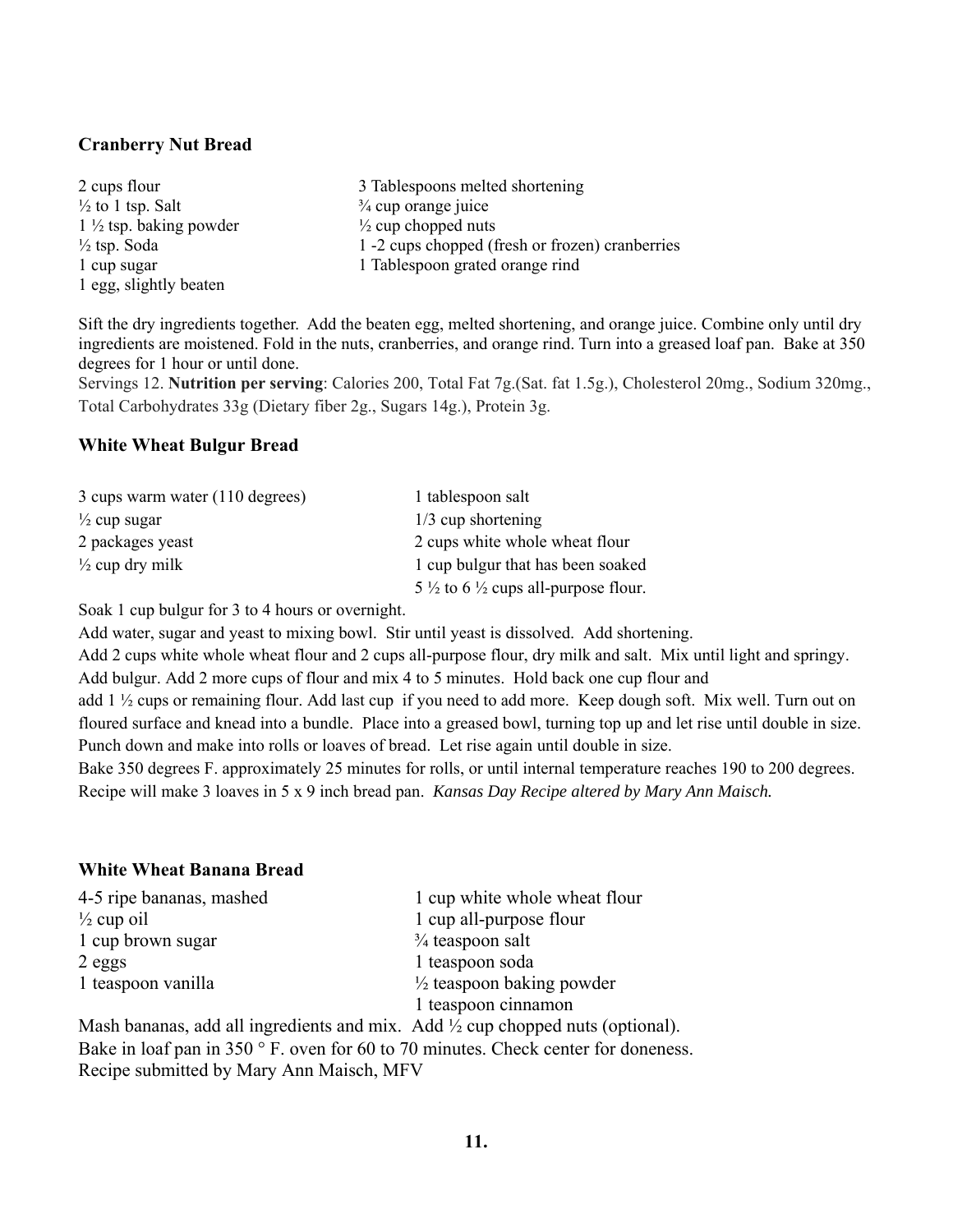### Cranberry Nut Bread

- 2 cups flour
- ½ to 1 tsp. Salt
- 1 ½ tsp. baking powder
- ½ tsp. Soda
- 1 cup sugar
- 1 egg, slightly beaten
- 3 Tablespoons melted shortening
- ¾ cup orange juice
- ½ cup chopped nuts
- 1 -2 cups chopped (fresh or frozen) cranberries
- 1 Tablespoon grated orange rind

Sift the dry ingredients together. Add the beaten egg, melted shortening, and orange juice. Combine only until dry ingredients are moistened. Fold in the nuts, cranberries, and orange rind. Turn into a greased loaf pan. Bake at 350 degrees for 1 hour or until done.

Servings 12. **Nutrition per serving**: Calories 200, Total Fat 7g.(Sat. fat 1.5g.), Cholesterol 20mg., Sodium 320mg., Total Carbohydrates 33g (Dietary fiber 2g., Sugars 14g.), Protein 3g.

### White Wheat Bulgur Bread

- 3 cups warm water (110 degrees)
- ½ cup sugar
- 2 packages yeast
- ½ cup dry milk
- 1 tablespoon salt
- 1/3 cup shortening
- 2 cups white whole wheat flour
- 1 cup bulgur that has been soaked
- 5 ½ to 6 ½ cups all-purpose flour.

Soak 1 cup bulgur for 3 to 4 hours or overnight.

Add water, sugar and yeast to mixing bowl. Stir until yeast is dissolved. Add shortening.

Add 2 cups white whole wheat flour and 2 cups all-purpose flour, dry milk and salt. Mix until light and springy. Add bulgur. Add 2 more cups of flour and mix 4 to 5 minutes. Hold back one cup flour and add 1 ½ cups or remaining flour. Add last cup if you need to add more. Keep dough soft. Mix well. Turn out on floured surface and knead into a bundle. Place into a greased bowl, turning top up and let rise until double in size. Punch down and make into rolls or loaves of bread. Let rise again until double in size.

Bake 350 degrees F. approximately 25 minutes for rolls, or until internal temperature reaches 190 to 200 degrees. Recipe will make 3 loaves in 5 x 9 inch bread pan. *Kansas Day Recipe altered by Mary Ann Maisch.*

### White Wheat Banana Bread

- 4-5 ripe bananas, mashed
- ½ cup oil
- 1 cup brown sugar
- 2 eggs
- 1 teaspoon vanilla
- 1 cup white whole wheat flour
- 1 cup all-purpose flour
- ¾ teaspoon salt
- 1 teaspoon soda
- ½ teaspoon baking powder
- 1 teaspoon cinnamon

Mash bananas, add all ingredients and mix. Add ½ cup chopped nuts (optional).

Bake in loaf pan in 350 ° F. oven for 60 to 70 minutes. Check center for doneness.

Recipe submitted by Mary Ann Maisch, MFV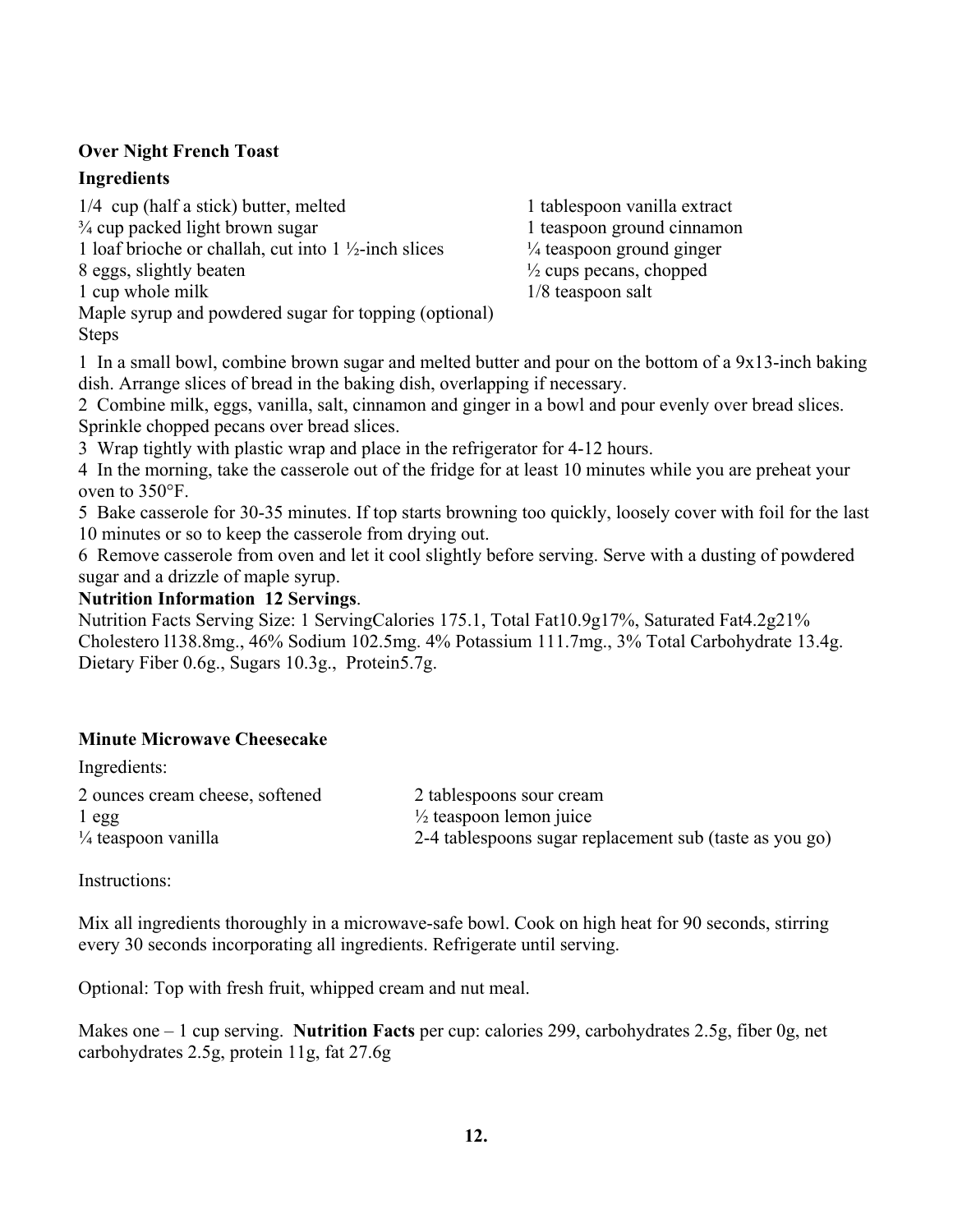**Over Night French Toast**

**Ingredients**

1/4 cup (half a stick) butter, melted
¾ cup packed light brown sugar
1 loaf brioche or challah, cut into 1 ½-inch slices
8 eggs, slightly beaten
1 cup whole milk
1 tablespoon vanilla extract
1 teaspoon ground cinnamon
¼ teaspoon ground ginger
½ cups pecans, chopped
1/8 teaspoon salt
Maple syrup and powdered sugar for topping (optional)

Steps

1 In a small bowl, combine brown sugar and melted butter and pour on the bottom of a 9x13-inch baking dish. Arrange slices of bread in the baking dish, overlapping if necessary.
2 Combine milk, eggs, vanilla, salt, cinnamon and ginger in a bowl and pour evenly over bread slices. Sprinkle chopped pecans over bread slices.
3 Wrap tightly with plastic wrap and place in the refrigerator for 4-12 hours.
4 In the morning, take the casserole out of the fridge for at least 10 minutes while you are preheat your oven to 350°F.
5 Bake casserole for 30-35 minutes. If top starts browning too quickly, loosely cover with foil for the last 10 minutes or so to keep the casserole from drying out.
6 Remove casserole from oven and let it cool slightly before serving. Serve with a dusting of powdered sugar and a drizzle of maple syrup.

**Nutrition Information 12 Servings**.
Nutrition Facts Serving Size: 1 ServingCalories 175.1, Total Fat10.9g17%, Saturated Fat4.2g21% Cholestero l138.8mg., 46% Sodium 102.5mg. 4% Potassium 111.7mg., 3% Total Carbohydrate 13.4g. Dietary Fiber 0.6g., Sugars 10.3g., Protein5.7g.

**Minute Microwave Cheesecake**

Ingredients:

2 ounces cream cheese, softened
1 egg
¼ teaspoon vanilla
2 tablespoons sour cream
½ teaspoon lemon juice
2-4 tablespoons sugar replacement sub (taste as you go)

Instructions:

Mix all ingredients thoroughly in a microwave-safe bowl. Cook on high heat for 90 seconds, stirring every 30 seconds incorporating all ingredients. Refrigerate until serving.

Optional: Top with fresh fruit, whipped cream and nut meal.

Makes one – 1 cup serving. **Nutrition Facts** per cup: calories 299, carbohydrates 2.5g, fiber 0g, net carbohydrates 2.5g, protein 11g, fat 27.6g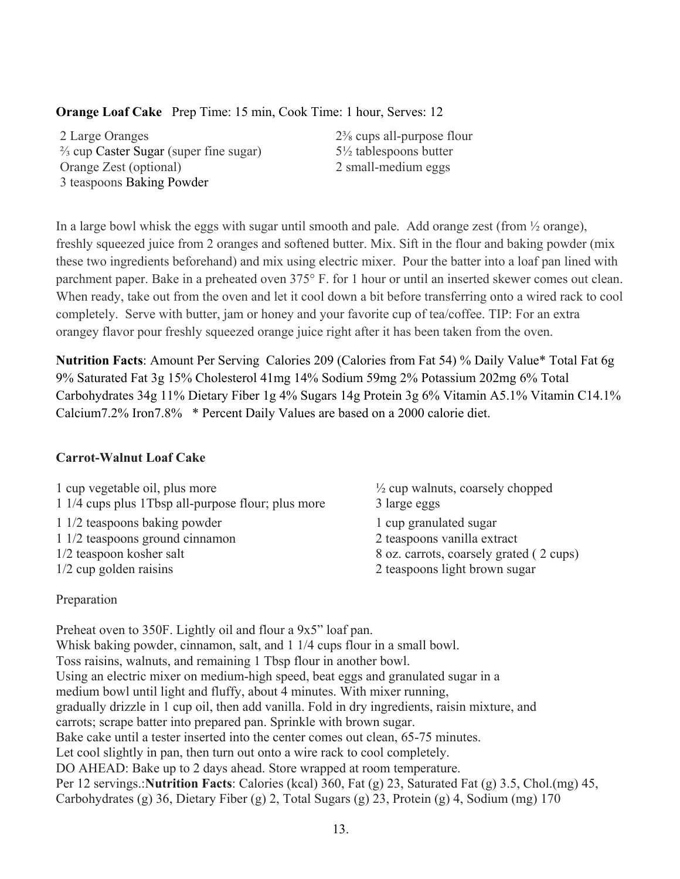**Orange Loaf Cake** Prep Time: 15 min, Cook Time: 1 hour, Serves: 12

2 Large Oranges
⅔ cup Caster Sugar (super fine sugar)
Orange Zest (optional)
3 teaspoons Baking Powder
2⅜ cups all-purpose flour
5½ tablespoons butter
2 small-medium eggs

In a large bowl whisk the eggs with sugar until smooth and pale. Add orange zest (from ½ orange), freshly squeezed juice from 2 oranges and softened butter. Mix. Sift in the flour and baking powder (mix these two ingredients beforehand) and mix using electric mixer. Pour the batter into a loaf pan lined with parchment paper. Bake in a preheated oven 375° F. for 1 hour or until an inserted skewer comes out clean. When ready, take out from the oven and let it cool down a bit before transferring onto a wired rack to cool completely. Serve with butter, jam or honey and your favorite cup of tea/coffee. TIP: For an extra orangey flavor pour freshly squeezed orange juice right after it has been taken from the oven.

**Nutrition Facts**: Amount Per Serving Calories 209 (Calories from Fat 54) % Daily Value* Total Fat 6g 9% Saturated Fat 3g 15% Cholesterol 41mg 14% Sodium 59mg 2% Potassium 202mg 6% Total Carbohydrates 34g 11% Dietary Fiber 1g 4% Sugars 14g Protein 3g 6% Vitamin A5.1% Vitamin C14.1% Calcium7.2% Iron7.8% * Percent Daily Values are based on a 2000 calorie diet.

**Carrot-Walnut Loaf Cake**

1 cup vegetable oil, plus more
1 1/4 cups plus 1Tbsp all-purpose flour; plus more
1 1/2 teaspoons baking powder
1 1/2 teaspoons ground cinnamon
1/2 teaspoon kosher salt
1/2 cup golden raisins
½ cup walnuts, coarsely chopped
3 large eggs
1 cup granulated sugar
2 teaspoons vanilla extract
8 oz. carrots, coarsely grated ( 2 cups)
2 teaspoons light brown sugar

Preparation

Preheat oven to 350F. Lightly oil and flour a 9x5" loaf pan.
Whisk baking powder, cinnamon, salt, and 1 1/4 cups flour in a small bowl.
Toss raisins, walnuts, and remaining 1 Tbsp flour in another bowl.
Using an electric mixer on medium-high speed, beat eggs and granulated sugar in a medium bowl until light and fluffy, about 4 minutes. With mixer running, gradually drizzle in 1 cup oil, then add vanilla. Fold in dry ingredients, raisin mixture, and carrots; scrape batter into prepared pan. Sprinkle with brown sugar.
Bake cake until a tester inserted into the center comes out clean, 65-75 minutes.
Let cool slightly in pan, then turn out onto a wire rack to cool completely.
DO AHEAD: Bake up to 2 days ahead. Store wrapped at room temperature.
Per 12 servings.:**Nutrition Facts**: Calories (kcal) 360, Fat (g) 23, Saturated Fat (g) 3.5, Chol.(mg) 45, Carbohydrates (g) 36, Dietary Fiber (g) 2, Total Sugars (g) 23, Protein (g) 4, Sodium (mg) 170